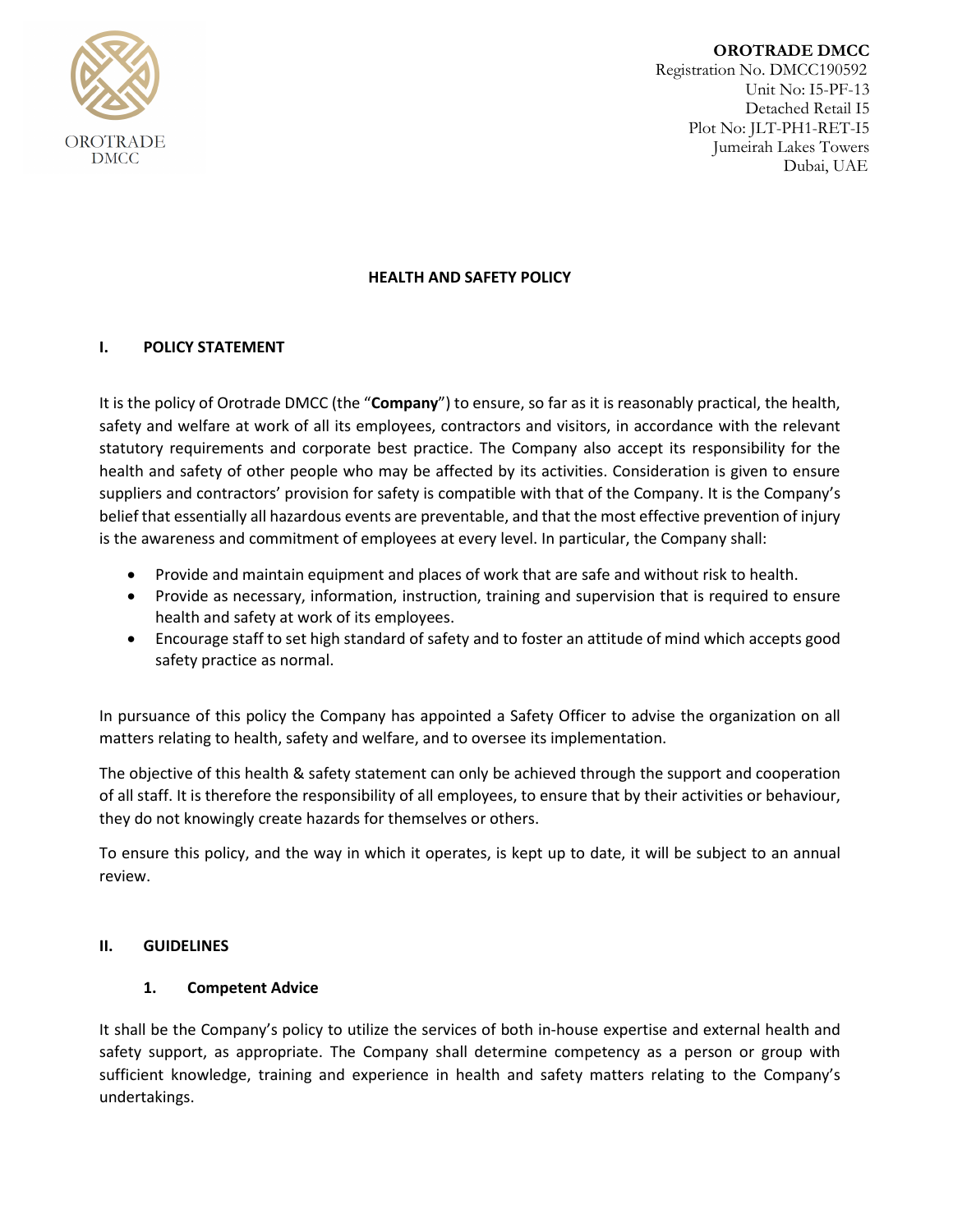OROTRADE DMCC

**OROTRADE DMCC**
Registration No. DMCC190592
Unit No: I5-PF-13
Detached Retail I5
Plot No: JLT-PH1-RET-I5
Jumeirah Lakes Towers
Dubai, UAE

# HEALTH AND SAFETY POLICY

## I. POLICY STATEMENT

It is the policy of Orotrade DMCC (the "**Company**") to ensure, so far as it is reasonably practical, the health, safety and welfare at work of all its employees, contractors and visitors, in accordance with the relevant statutory requirements and corporate best practice. The Company also accept its responsibility for the health and safety of other people who may be affected by its activities. Consideration is given to ensure suppliers and contractors' provision for safety is compatible with that of the Company. It is the Company's belief that essentially all hazardous events are preventable, and that the most effective prevention of injury is the awareness and commitment of employees at every level. In particular, the Company shall:

- Provide and maintain equipment and places of work that are safe and without risk to health.
- Provide as necessary, information, instruction, training and supervision that is required to ensure health and safety at work of its employees.
- Encourage staff to set high standard of safety and to foster an attitude of mind which accepts good safety practice as normal.

In pursuance of this policy the Company has appointed a Safety Officer to advise the organization on all matters relating to health, safety and welfare, and to oversee its implementation.

The objective of this health & safety statement can only be achieved through the support and cooperation of all staff. It is therefore the responsibility of all employees, to ensure that by their activities or behaviour, they do not knowingly create hazards for themselves or others.

To ensure this policy, and the way in which it operates, is kept up to date, it will be subject to an annual review.

## II. GUIDELINES

### 1. Competent Advice

It shall be the Company's policy to utilize the services of both in-house expertise and external health and safety support, as appropriate. The Company shall determine competency as a person or group with sufficient knowledge, training and experience in health and safety matters relating to the Company's undertakings.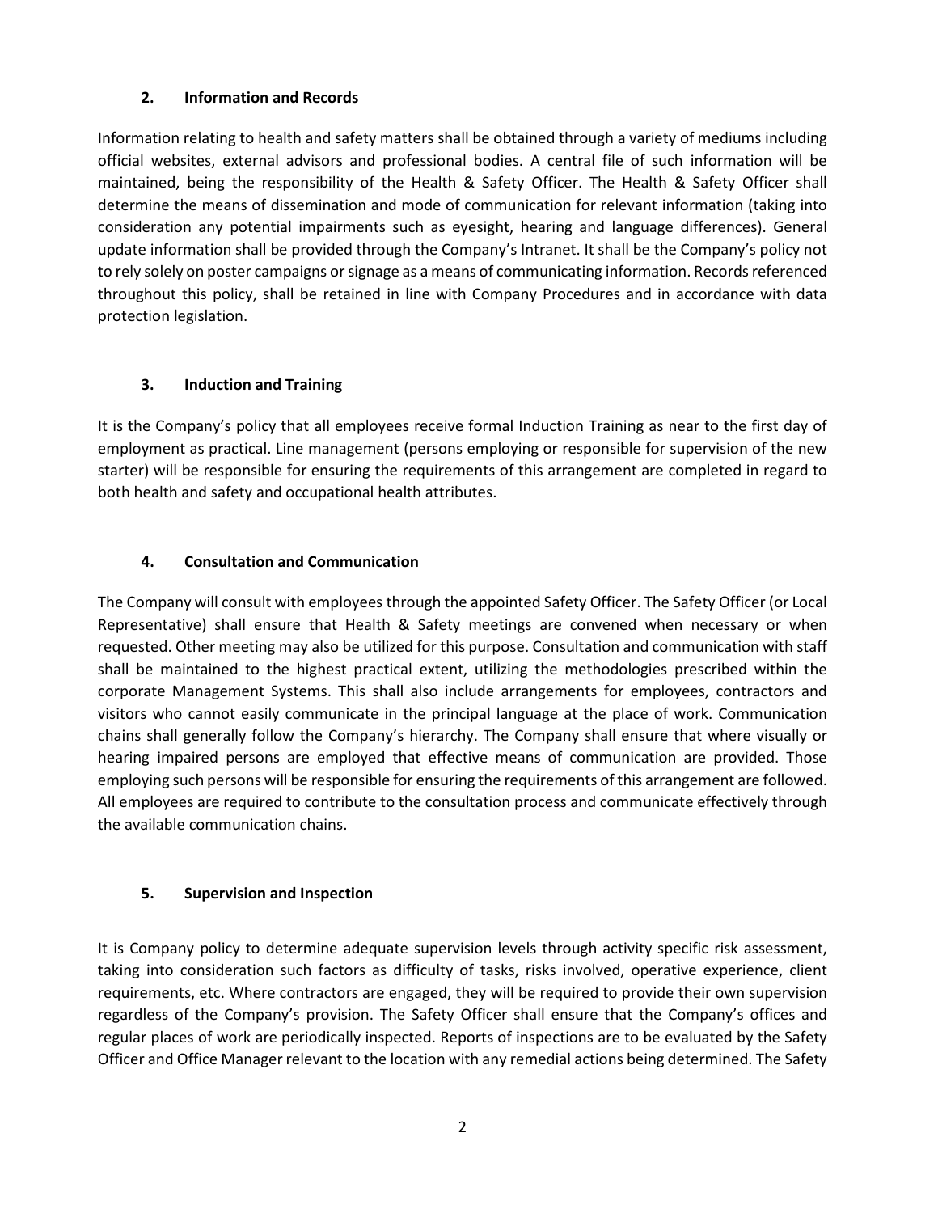## 2. Information and Records

Information relating to health and safety matters shall be obtained through a variety of mediums including official websites, external advisors and professional bodies. A central file of such information will be maintained, being the responsibility of the Health & Safety Officer. The Health & Safety Officer shall determine the means of dissemination and mode of communication for relevant information (taking into consideration any potential impairments such as eyesight, hearing and language differences). General update information shall be provided through the Company's Intranet. It shall be the Company's policy not to rely solely on poster campaigns or signage as a means of communicating information. Records referenced throughout this policy, shall be retained in line with Company Procedures and in accordance with data protection legislation.

## 3. Induction and Training

It is the Company's policy that all employees receive formal Induction Training as near to the first day of employment as practical. Line management (persons employing or responsible for supervision of the new starter) will be responsible for ensuring the requirements of this arrangement are completed in regard to both health and safety and occupational health attributes.

## 4. Consultation and Communication

The Company will consult with employees through the appointed Safety Officer. The Safety Officer (or Local Representative) shall ensure that Health & Safety meetings are convened when necessary or when requested. Other meeting may also be utilized for this purpose. Consultation and communication with staff shall be maintained to the highest practical extent, utilizing the methodologies prescribed within the corporate Management Systems. This shall also include arrangements for employees, contractors and visitors who cannot easily communicate in the principal language at the place of work. Communication chains shall generally follow the Company's hierarchy. The Company shall ensure that where visually or hearing impaired persons are employed that effective means of communication are provided. Those employing such persons will be responsible for ensuring the requirements of this arrangement are followed. All employees are required to contribute to the consultation process and communicate effectively through the available communication chains.

## 5. Supervision and Inspection

It is Company policy to determine adequate supervision levels through activity specific risk assessment, taking into consideration such factors as difficulty of tasks, risks involved, operative experience, client requirements, etc. Where contractors are engaged, they will be required to provide their own supervision regardless of the Company's provision. The Safety Officer shall ensure that the Company's offices and regular places of work are periodically inspected. Reports of inspections are to be evaluated by the Safety Officer and Office Manager relevant to the location with any remedial actions being determined. The Safety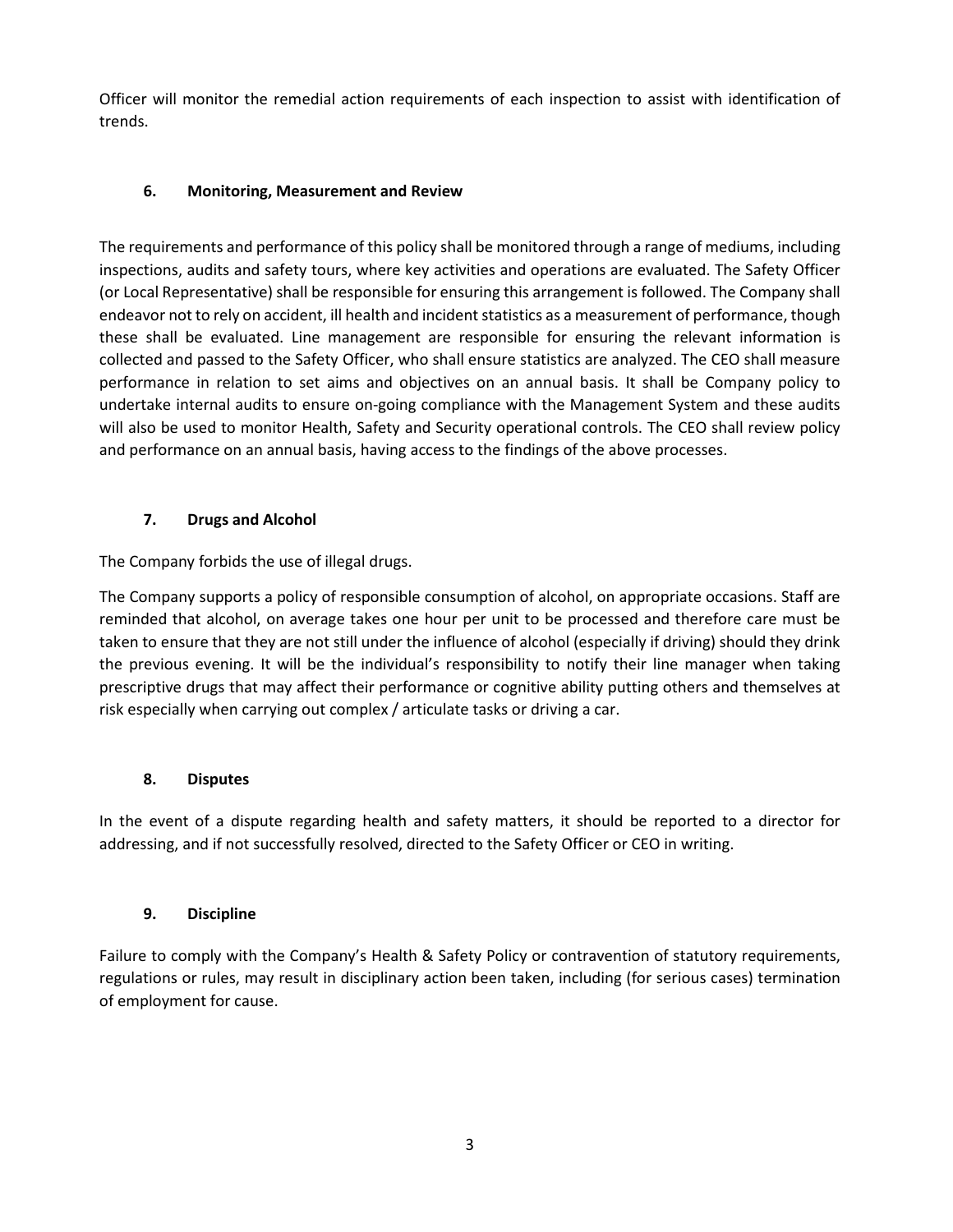Officer will monitor the remedial action requirements of each inspection to assist with identification of trends.

## 6. Monitoring, Measurement and Review

The requirements and performance of this policy shall be monitored through a range of mediums, including inspections, audits and safety tours, where key activities and operations are evaluated. The Safety Officer (or Local Representative) shall be responsible for ensuring this arrangement is followed. The Company shall endeavor not to rely on accident, ill health and incident statistics as a measurement of performance, though these shall be evaluated. Line management are responsible for ensuring the relevant information is collected and passed to the Safety Officer, who shall ensure statistics are analyzed. The CEO shall measure performance in relation to set aims and objectives on an annual basis. It shall be Company policy to undertake internal audits to ensure on-going compliance with the Management System and these audits will also be used to monitor Health, Safety and Security operational controls. The CEO shall review policy and performance on an annual basis, having access to the findings of the above processes.

## 7. Drugs and Alcohol

The Company forbids the use of illegal drugs.

The Company supports a policy of responsible consumption of alcohol, on appropriate occasions. Staff are reminded that alcohol, on average takes one hour per unit to be processed and therefore care must be taken to ensure that they are not still under the influence of alcohol (especially if driving) should they drink the previous evening. It will be the individual's responsibility to notify their line manager when taking prescriptive drugs that may affect their performance or cognitive ability putting others and themselves at risk especially when carrying out complex / articulate tasks or driving a car.

## 8. Disputes

In the event of a dispute regarding health and safety matters, it should be reported to a director for addressing, and if not successfully resolved, directed to the Safety Officer or CEO in writing.

## 9. Discipline

Failure to comply with the Company's Health & Safety Policy or contravention of statutory requirements, regulations or rules, may result in disciplinary action been taken, including (for serious cases) termination of employment for cause.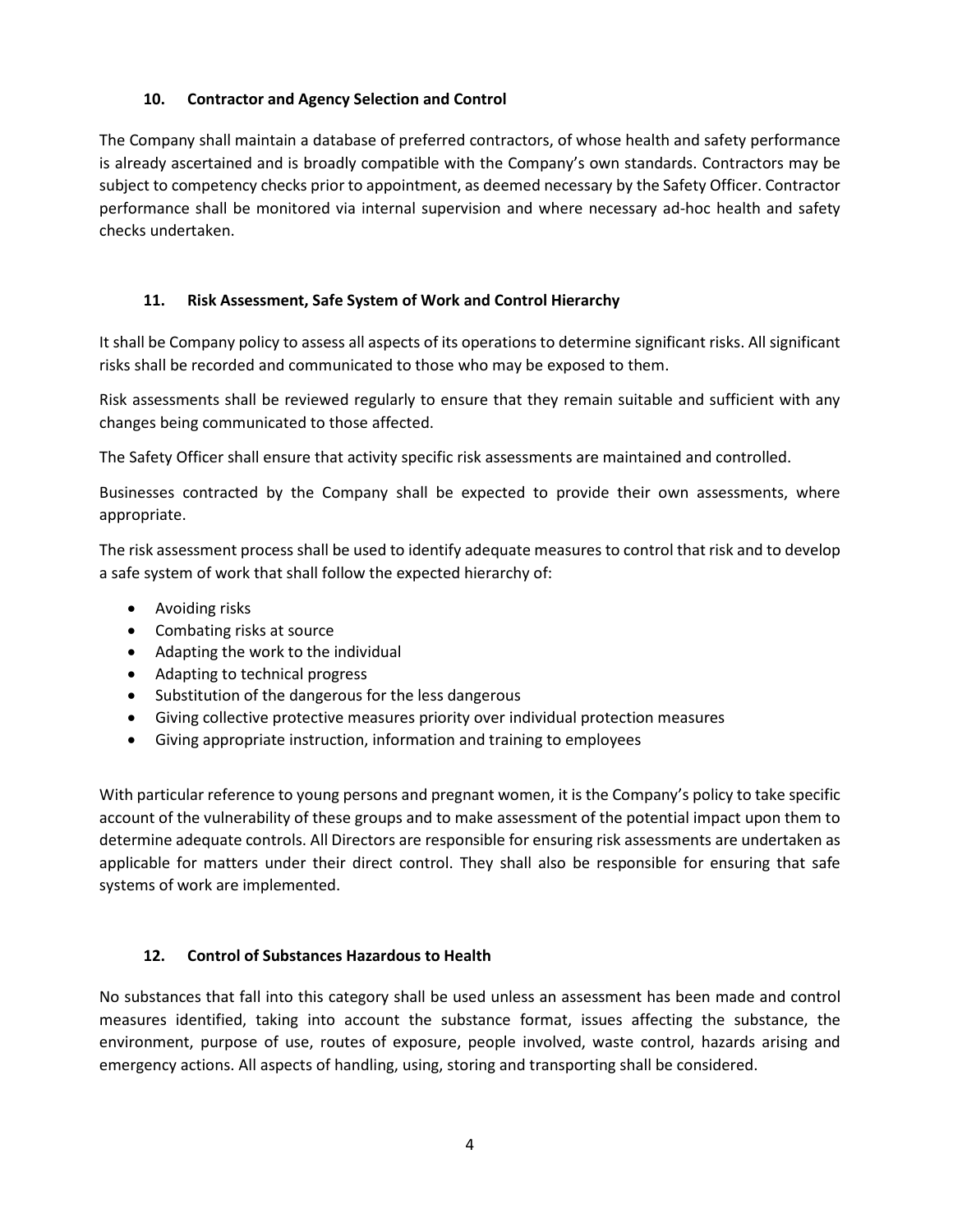## 10. Contractor and Agency Selection and Control

The Company shall maintain a database of preferred contractors, of whose health and safety performance is already ascertained and is broadly compatible with the Company's own standards. Contractors may be subject to competency checks prior to appointment, as deemed necessary by the Safety Officer. Contractor performance shall be monitored via internal supervision and where necessary ad-hoc health and safety checks undertaken.

## 11. Risk Assessment, Safe System of Work and Control Hierarchy

It shall be Company policy to assess all aspects of its operations to determine significant risks. All significant risks shall be recorded and communicated to those who may be exposed to them.

Risk assessments shall be reviewed regularly to ensure that they remain suitable and sufficient with any changes being communicated to those affected.

The Safety Officer shall ensure that activity specific risk assessments are maintained and controlled.

Businesses contracted by the Company shall be expected to provide their own assessments, where appropriate.

The risk assessment process shall be used to identify adequate measures to control that risk and to develop a safe system of work that shall follow the expected hierarchy of:

- Avoiding risks
- Combating risks at source
- Adapting the work to the individual
- Adapting to technical progress
- Substitution of the dangerous for the less dangerous
- Giving collective protective measures priority over individual protection measures
- Giving appropriate instruction, information and training to employees

With particular reference to young persons and pregnant women, it is the Company's policy to take specific account of the vulnerability of these groups and to make assessment of the potential impact upon them to determine adequate controls. All Directors are responsible for ensuring risk assessments are undertaken as applicable for matters under their direct control. They shall also be responsible for ensuring that safe systems of work are implemented.

## 12. Control of Substances Hazardous to Health

No substances that fall into this category shall be used unless an assessment has been made and control measures identified, taking into account the substance format, issues affecting the substance, the environment, purpose of use, routes of exposure, people involved, waste control, hazards arising and emergency actions. All aspects of handling, using, storing and transporting shall be considered.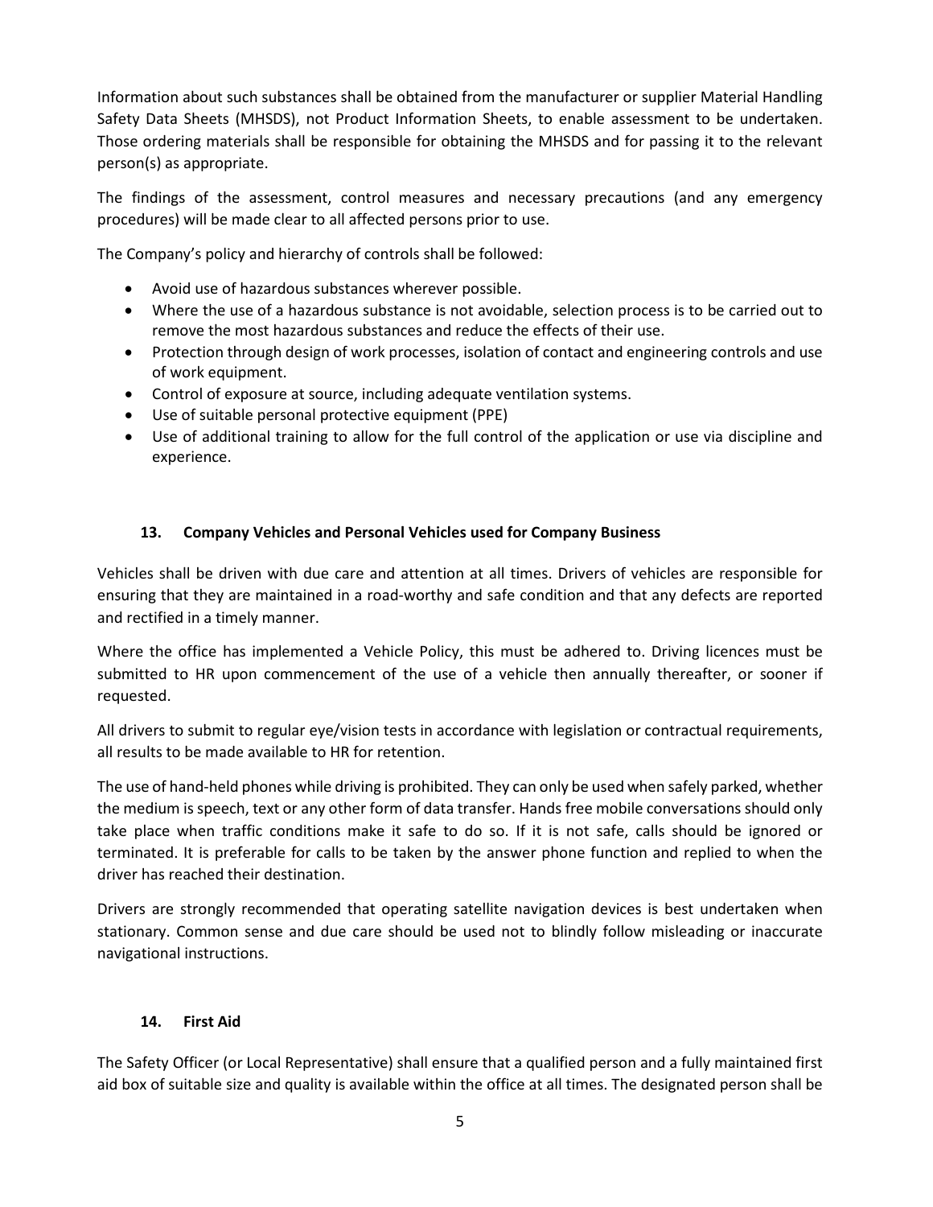Information about such substances shall be obtained from the manufacturer or supplier Material Handling Safety Data Sheets (MHSDS), not Product Information Sheets, to enable assessment to be undertaken. Those ordering materials shall be responsible for obtaining the MHSDS and for passing it to the relevant person(s) as appropriate.

The findings of the assessment, control measures and necessary precautions (and any emergency procedures) will be made clear to all affected persons prior to use.

The Company's policy and hierarchy of controls shall be followed:

- Avoid use of hazardous substances wherever possible.
- Where the use of a hazardous substance is not avoidable, selection process is to be carried out to remove the most hazardous substances and reduce the effects of their use.
- Protection through design of work processes, isolation of contact and engineering controls and use of work equipment.
- Control of exposure at source, including adequate ventilation systems.
- Use of suitable personal protective equipment (PPE)
- Use of additional training to allow for the full control of the application or use via discipline and experience.

## 13. Company Vehicles and Personal Vehicles used for Company Business

Vehicles shall be driven with due care and attention at all times. Drivers of vehicles are responsible for ensuring that they are maintained in a road-worthy and safe condition and that any defects are reported and rectified in a timely manner.

Where the office has implemented a Vehicle Policy, this must be adhered to. Driving licences must be submitted to HR upon commencement of the use of a vehicle then annually thereafter, or sooner if requested.

All drivers to submit to regular eye/vision tests in accordance with legislation or contractual requirements, all results to be made available to HR for retention.

The use of hand-held phones while driving is prohibited. They can only be used when safely parked, whether the medium is speech, text or any other form of data transfer. Hands free mobile conversations should only take place when traffic conditions make it safe to do so. If it is not safe, calls should be ignored or terminated. It is preferable for calls to be taken by the answer phone function and replied to when the driver has reached their destination.

Drivers are strongly recommended that operating satellite navigation devices is best undertaken when stationary. Common sense and due care should be used not to blindly follow misleading or inaccurate navigational instructions.

## 14. First Aid

The Safety Officer (or Local Representative) shall ensure that a qualified person and a fully maintained first aid box of suitable size and quality is available within the office at all times. The designated person shall be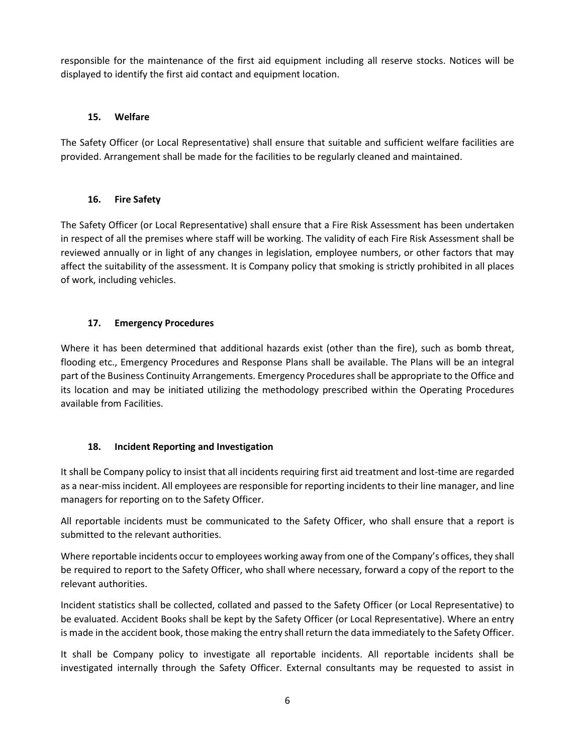responsible for the maintenance of the first aid equipment including all reserve stocks. Notices will be displayed to identify the first aid contact and equipment location.

### 15. Welfare

The Safety Officer (or Local Representative) shall ensure that suitable and sufficient welfare facilities are provided. Arrangement shall be made for the facilities to be regularly cleaned and maintained.

### 16. Fire Safety

The Safety Officer (or Local Representative) shall ensure that a Fire Risk Assessment has been undertaken in respect of all the premises where staff will be working. The validity of each Fire Risk Assessment shall be reviewed annually or in light of any changes in legislation, employee numbers, or other factors that may affect the suitability of the assessment. It is Company policy that smoking is strictly prohibited in all places of work, including vehicles.

### 17. Emergency Procedures

Where it has been determined that additional hazards exist (other than the fire), such as bomb threat, flooding etc., Emergency Procedures and Response Plans shall be available. The Plans will be an integral part of the Business Continuity Arrangements. Emergency Procedures shall be appropriate to the Office and its location and may be initiated utilizing the methodology prescribed within the Operating Procedures available from Facilities.

### 18. Incident Reporting and Investigation

It shall be Company policy to insist that all incidents requiring first aid treatment and lost-time are regarded as a near-miss incident. All employees are responsible for reporting incidents to their line manager, and line managers for reporting on to the Safety Officer.

All reportable incidents must be communicated to the Safety Officer, who shall ensure that a report is submitted to the relevant authorities.

Where reportable incidents occur to employees working away from one of the Company's offices, they shall be required to report to the Safety Officer, who shall where necessary, forward a copy of the report to the relevant authorities.

Incident statistics shall be collected, collated and passed to the Safety Officer (or Local Representative) to be evaluated. Accident Books shall be kept by the Safety Officer (or Local Representative). Where an entry is made in the accident book, those making the entry shall return the data immediately to the Safety Officer.

It shall be Company policy to investigate all reportable incidents. All reportable incidents shall be investigated internally through the Safety Officer. External consultants may be requested to assist in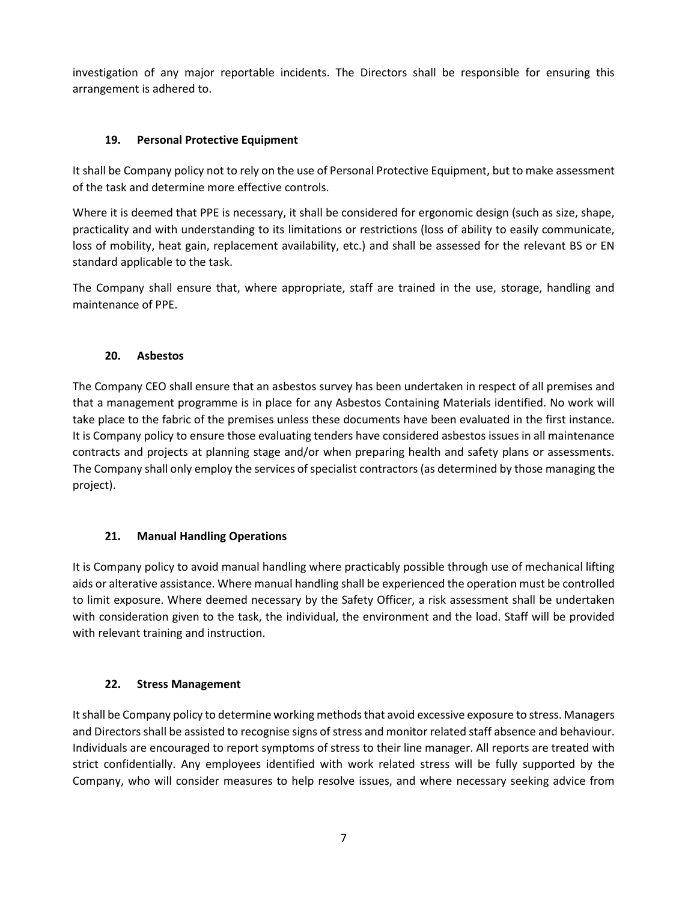investigation of any major reportable incidents. The Directors shall be responsible for ensuring this arrangement is adhered to.

### 19. Personal Protective Equipment

It shall be Company policy not to rely on the use of Personal Protective Equipment, but to make assessment of the task and determine more effective controls.

Where it is deemed that PPE is necessary, it shall be considered for ergonomic design (such as size, shape, practicality and with understanding to its limitations or restrictions (loss of ability to easily communicate, loss of mobility, heat gain, replacement availability, etc.) and shall be assessed for the relevant BS or EN standard applicable to the task.

The Company shall ensure that, where appropriate, staff are trained in the use, storage, handling and maintenance of PPE.

### 20. Asbestos

The Company CEO shall ensure that an asbestos survey has been undertaken in respect of all premises and that a management programme is in place for any Asbestos Containing Materials identified. No work will take place to the fabric of the premises unless these documents have been evaluated in the first instance. It is Company policy to ensure those evaluating tenders have considered asbestos issues in all maintenance contracts and projects at planning stage and/or when preparing health and safety plans or assessments. The Company shall only employ the services of specialist contractors (as determined by those managing the project).

### 21. Manual Handling Operations

It is Company policy to avoid manual handling where practicably possible through use of mechanical lifting aids or alterative assistance. Where manual handling shall be experienced the operation must be controlled to limit exposure. Where deemed necessary by the Safety Officer, a risk assessment shall be undertaken with consideration given to the task, the individual, the environment and the load. Staff will be provided with relevant training and instruction.

### 22. Stress Management

It shall be Company policy to determine working methods that avoid excessive exposure to stress. Managers and Directors shall be assisted to recognise signs of stress and monitor related staff absence and behaviour. Individuals are encouraged to report symptoms of stress to their line manager. All reports are treated with strict confidentially. Any employees identified with work related stress will be fully supported by the Company, who will consider measures to help resolve issues, and where necessary seeking advice from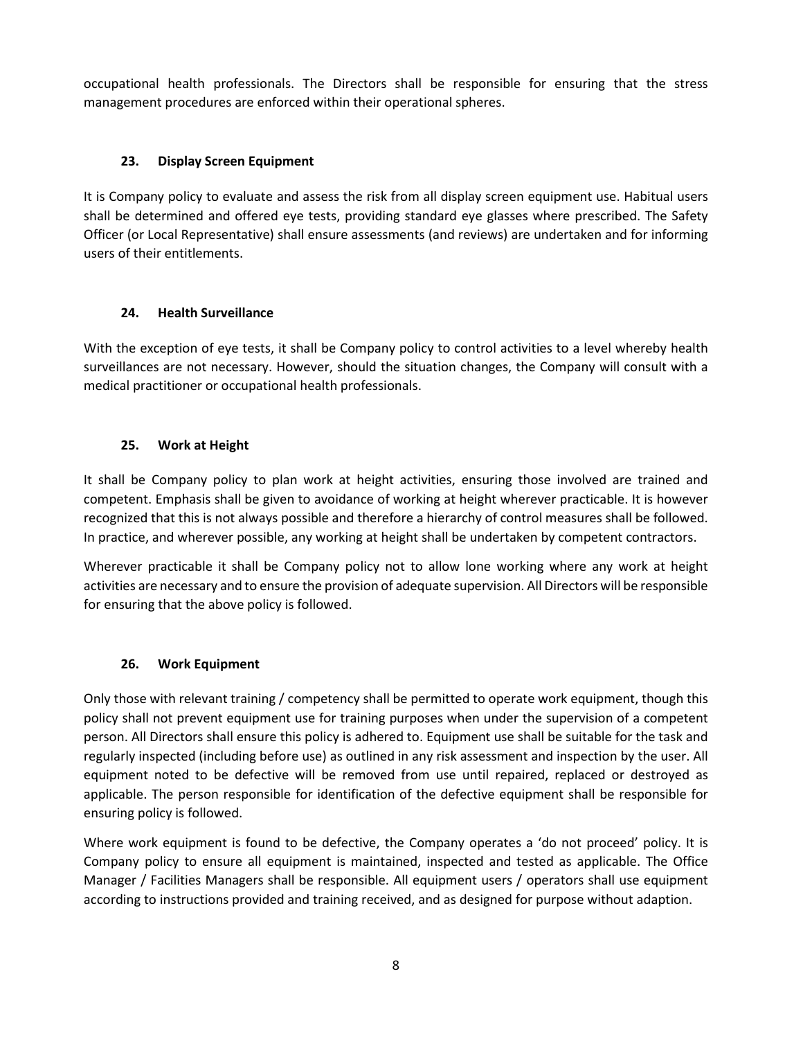occupational health professionals. The Directors shall be responsible for ensuring that the stress management procedures are enforced within their operational spheres.

### 23. Display Screen Equipment

It is Company policy to evaluate and assess the risk from all display screen equipment use. Habitual users shall be determined and offered eye tests, providing standard eye glasses where prescribed. The Safety Officer (or Local Representative) shall ensure assessments (and reviews) are undertaken and for informing users of their entitlements.

### 24. Health Surveillance

With the exception of eye tests, it shall be Company policy to control activities to a level whereby health surveillances are not necessary. However, should the situation changes, the Company will consult with a medical practitioner or occupational health professionals.

### 25. Work at Height

It shall be Company policy to plan work at height activities, ensuring those involved are trained and competent. Emphasis shall be given to avoidance of working at height wherever practicable. It is however recognized that this is not always possible and therefore a hierarchy of control measures shall be followed. In practice, and wherever possible, any working at height shall be undertaken by competent contractors.

Wherever practicable it shall be Company policy not to allow lone working where any work at height activities are necessary and to ensure the provision of adequate supervision. All Directors will be responsible for ensuring that the above policy is followed.

### 26. Work Equipment

Only those with relevant training / competency shall be permitted to operate work equipment, though this policy shall not prevent equipment use for training purposes when under the supervision of a competent person. All Directors shall ensure this policy is adhered to. Equipment use shall be suitable for the task and regularly inspected (including before use) as outlined in any risk assessment and inspection by the user. All equipment noted to be defective will be removed from use until repaired, replaced or destroyed as applicable. The person responsible for identification of the defective equipment shall be responsible for ensuring policy is followed.

Where work equipment is found to be defective, the Company operates a 'do not proceed' policy. It is Company policy to ensure all equipment is maintained, inspected and tested as applicable. The Office Manager / Facilities Managers shall be responsible. All equipment users / operators shall use equipment according to instructions provided and training received, and as designed for purpose without adaption.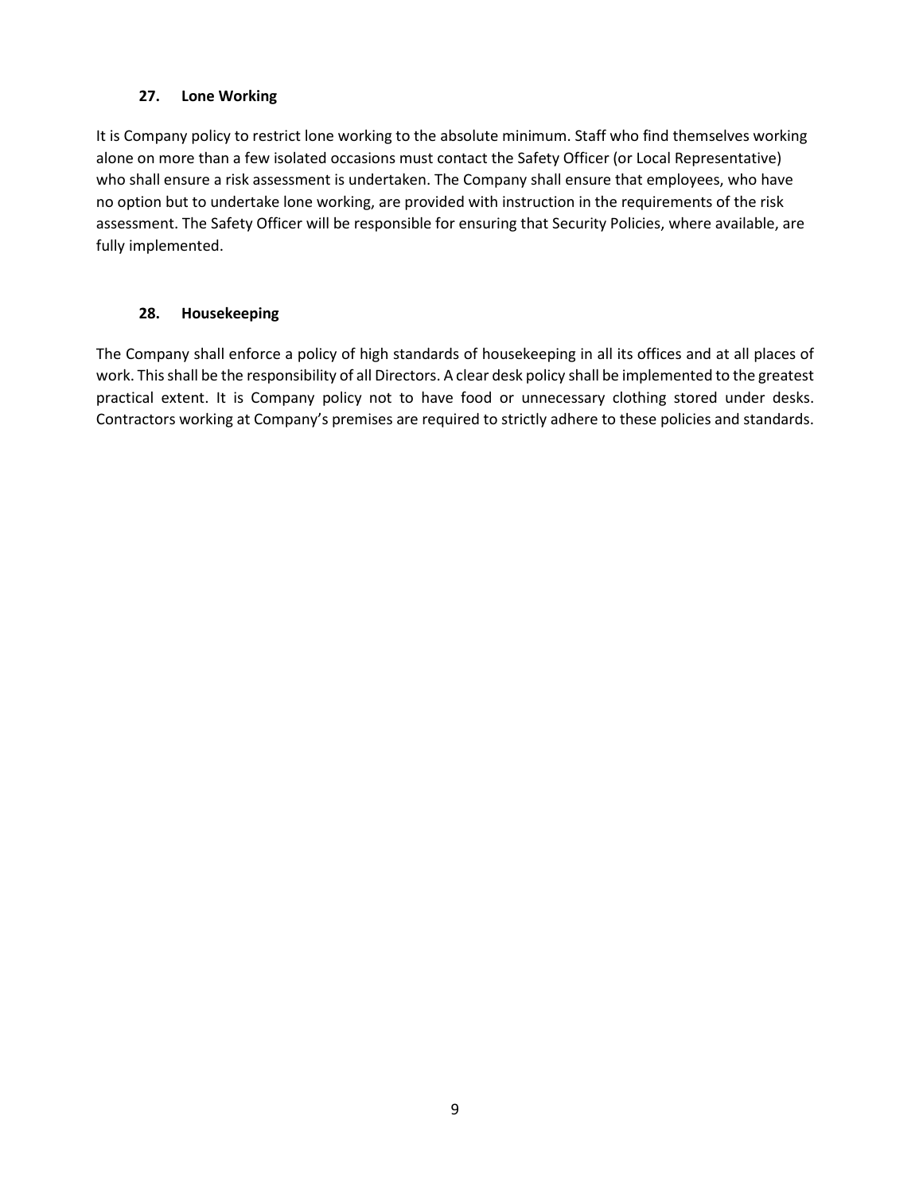### 27. Lone Working

It is Company policy to restrict lone working to the absolute minimum. Staff who find themselves working alone on more than a few isolated occasions must contact the Safety Officer (or Local Representative) who shall ensure a risk assessment is undertaken. The Company shall ensure that employees, who have no option but to undertake lone working, are provided with instruction in the requirements of the risk assessment. The Safety Officer will be responsible for ensuring that Security Policies, where available, are fully implemented.

### 28. Housekeeping

The Company shall enforce a policy of high standards of housekeeping in all its offices and at all places of work. This shall be the responsibility of all Directors. A clear desk policy shall be implemented to the greatest practical extent. It is Company policy not to have food or unnecessary clothing stored under desks. Contractors working at Company's premises are required to strictly adhere to these policies and standards.